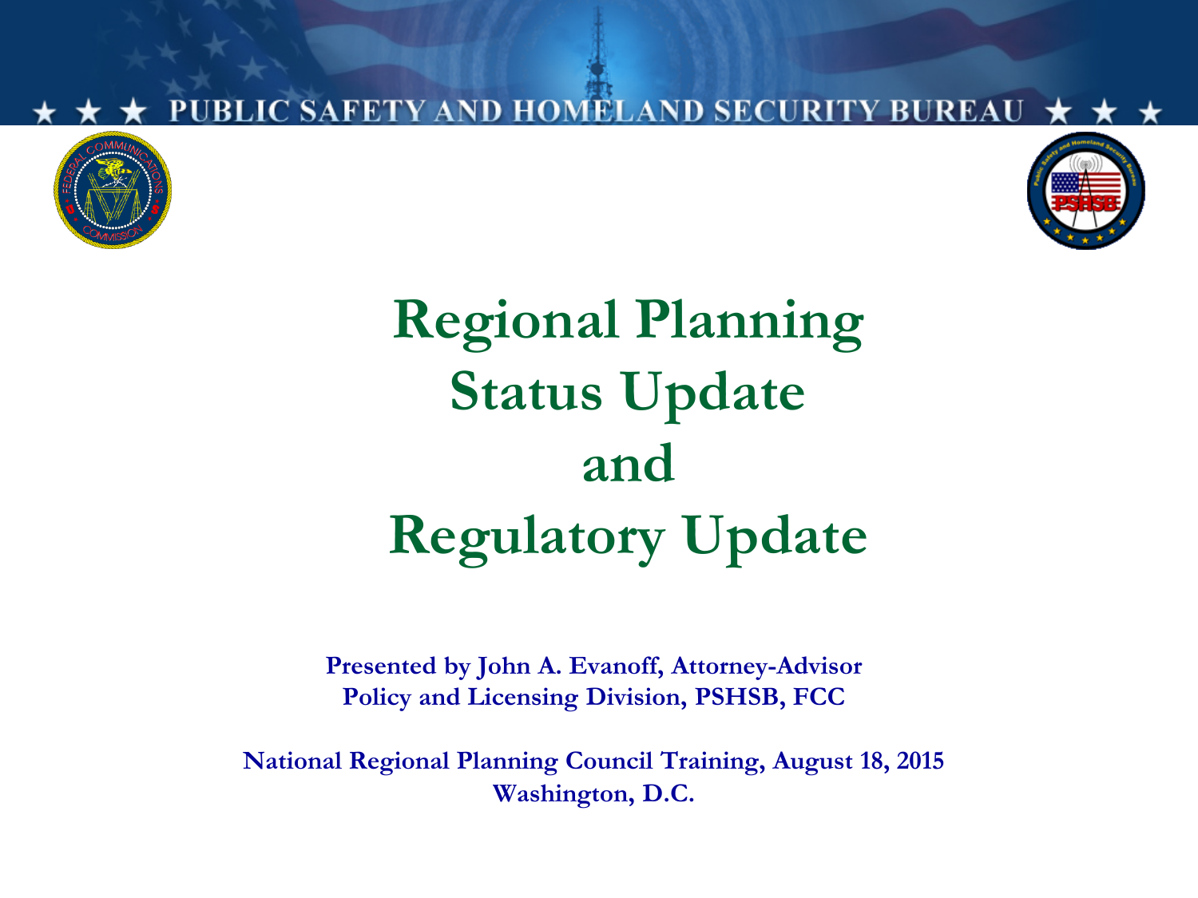PUBLIC SAFETY AND HOMELAND SECURITY BUREAU

# Regional Planning Status Update and Regulatory Update

**Presented by John A. Evanoff, Attorney-Advisor**
**Policy and Licensing Division, PSHSB, FCC**

**National Regional Planning Council Training, August 18, 2015**
**Washington, D.C.**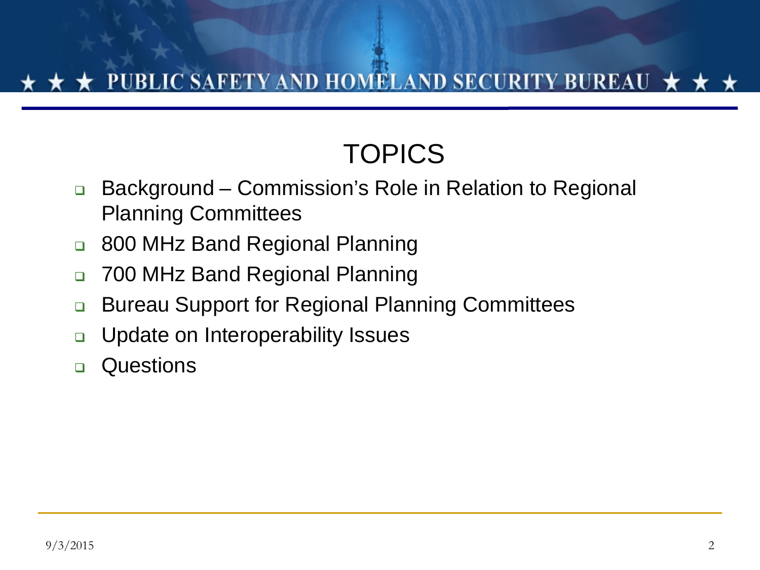# TOPICS

- Background – Commission's Role in Relation to Regional Planning Committees
- 800 MHz Band Regional Planning
- 700 MHz Band Regional Planning
- Bureau Support for Regional Planning Committees
- Update on Interoperability Issues
- Questions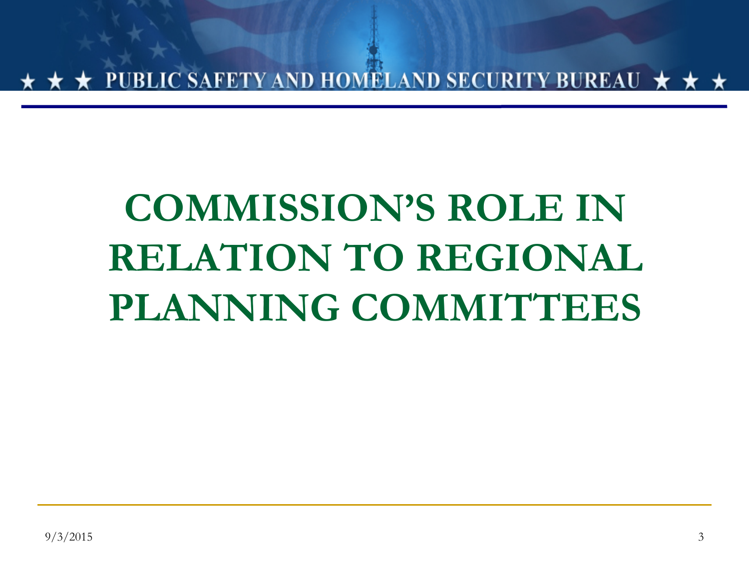# COMMISSION'S ROLE IN RELATION TO REGIONAL PLANNING COMMITTEES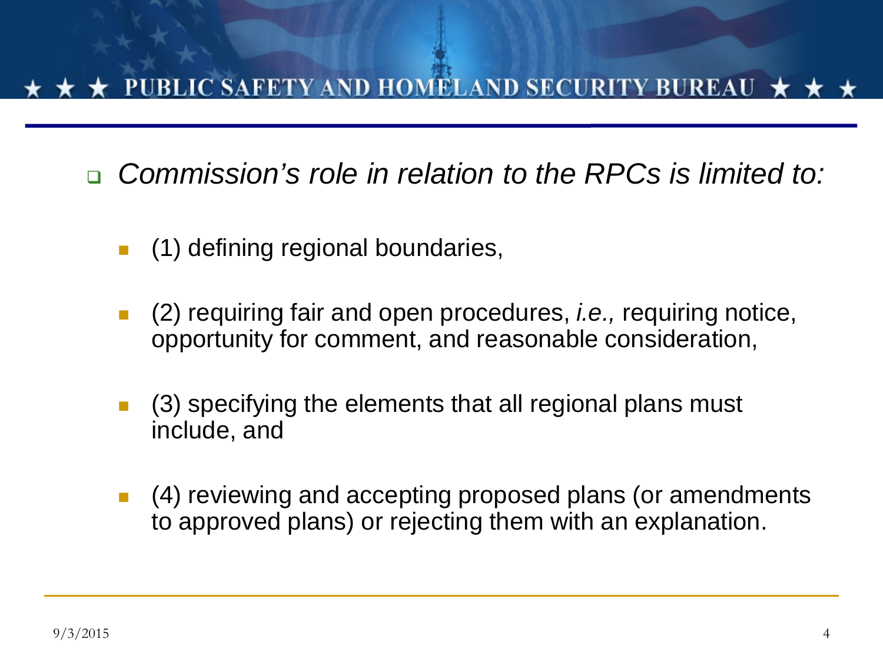- *Commission's role in relation to the RPCs is limited to:*
  - (1) defining regional boundaries,
  - (2) requiring fair and open procedures, *i.e.,* requiring notice, opportunity for comment, and reasonable consideration,
  - (3) specifying the elements that all regional plans must include, and
  - (4) reviewing and accepting proposed plans (or amendments to approved plans) or rejecting them with an explanation.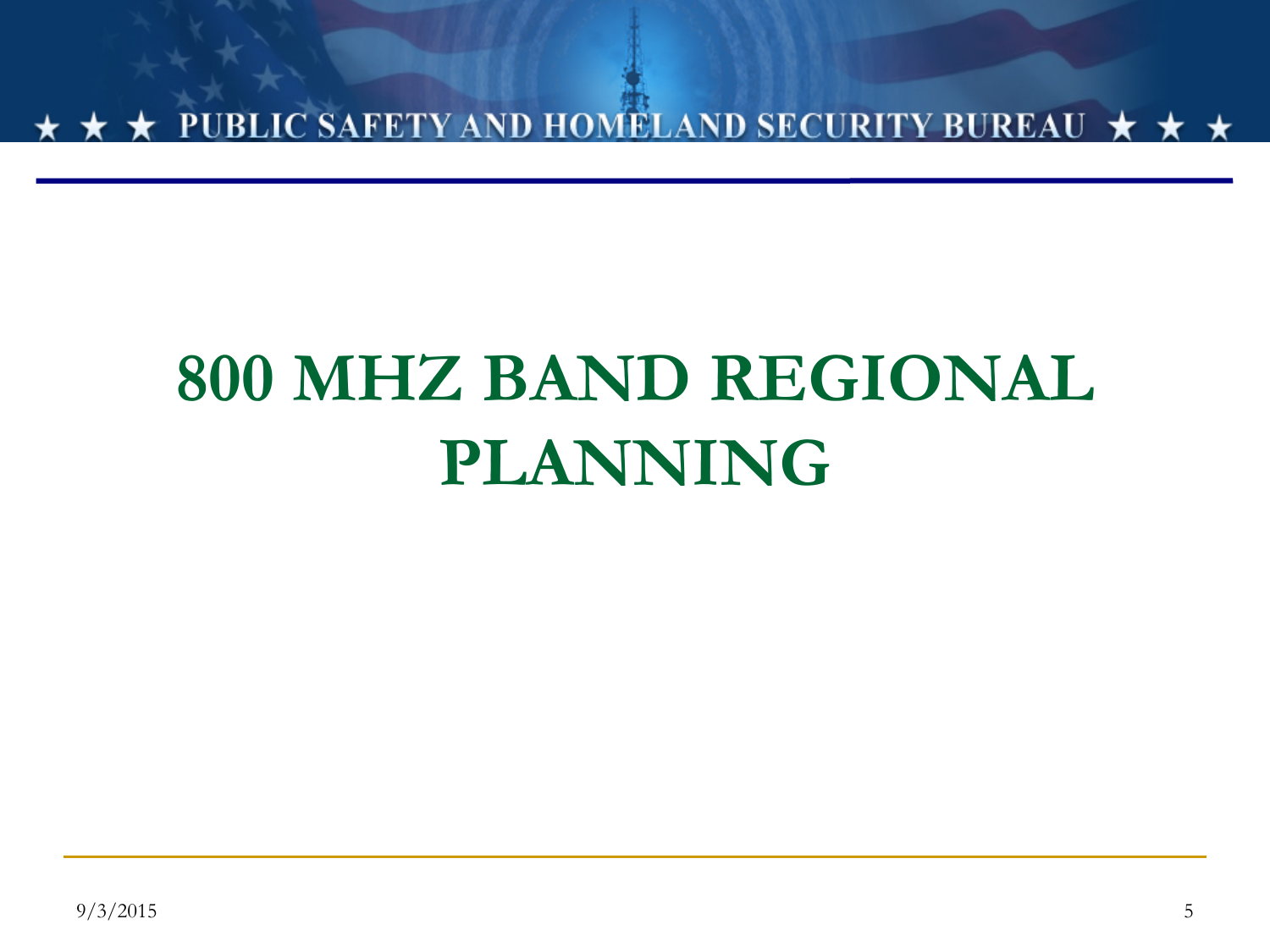# 800 MHZ BAND REGIONAL PLANNING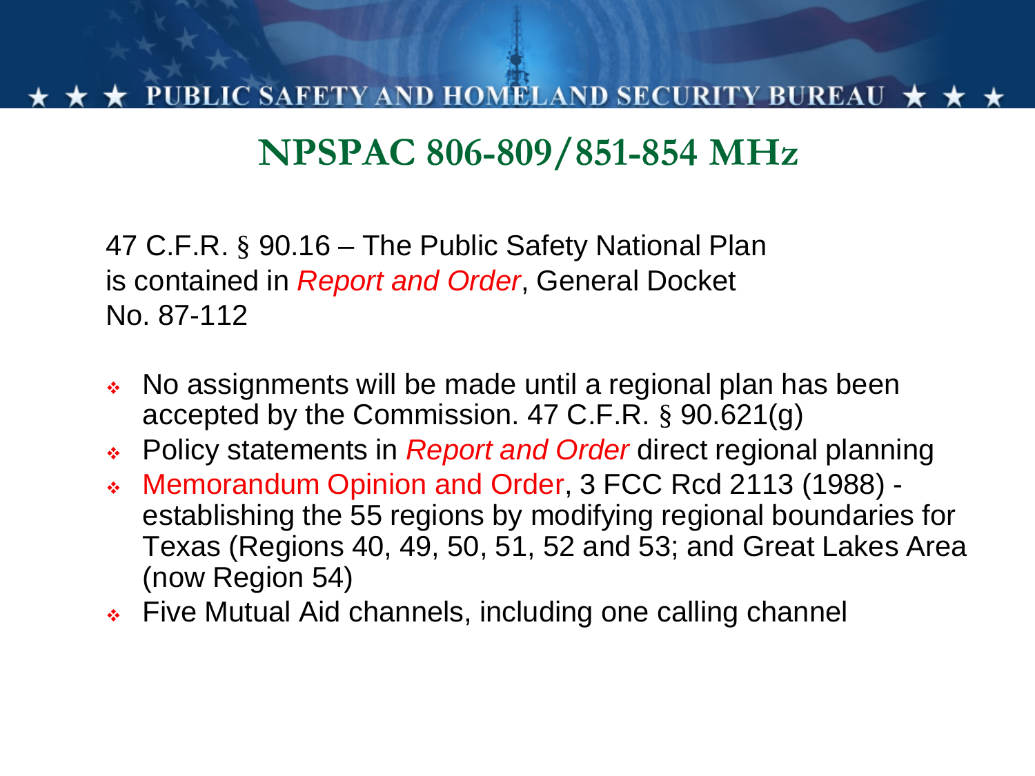# NPSPAC 806-809/851-854 MHz

47 C.F.R. § 90.16 – The Public Safety National Plan is contained in *Report and Order*, General Docket No. 87-112

- No assignments will be made until a regional plan has been accepted by the Commission. 47 C.F.R. § 90.621(g)
- Policy statements in *Report and Order* direct regional planning
- Memorandum Opinion and Order, 3 FCC Rcd 2113 (1988) - establishing the 55 regions by modifying regional boundaries for Texas (Regions 40, 49, 50, 51, 52 and 53; and Great Lakes Area (now Region 54)
- Five Mutual Aid channels, including one calling channel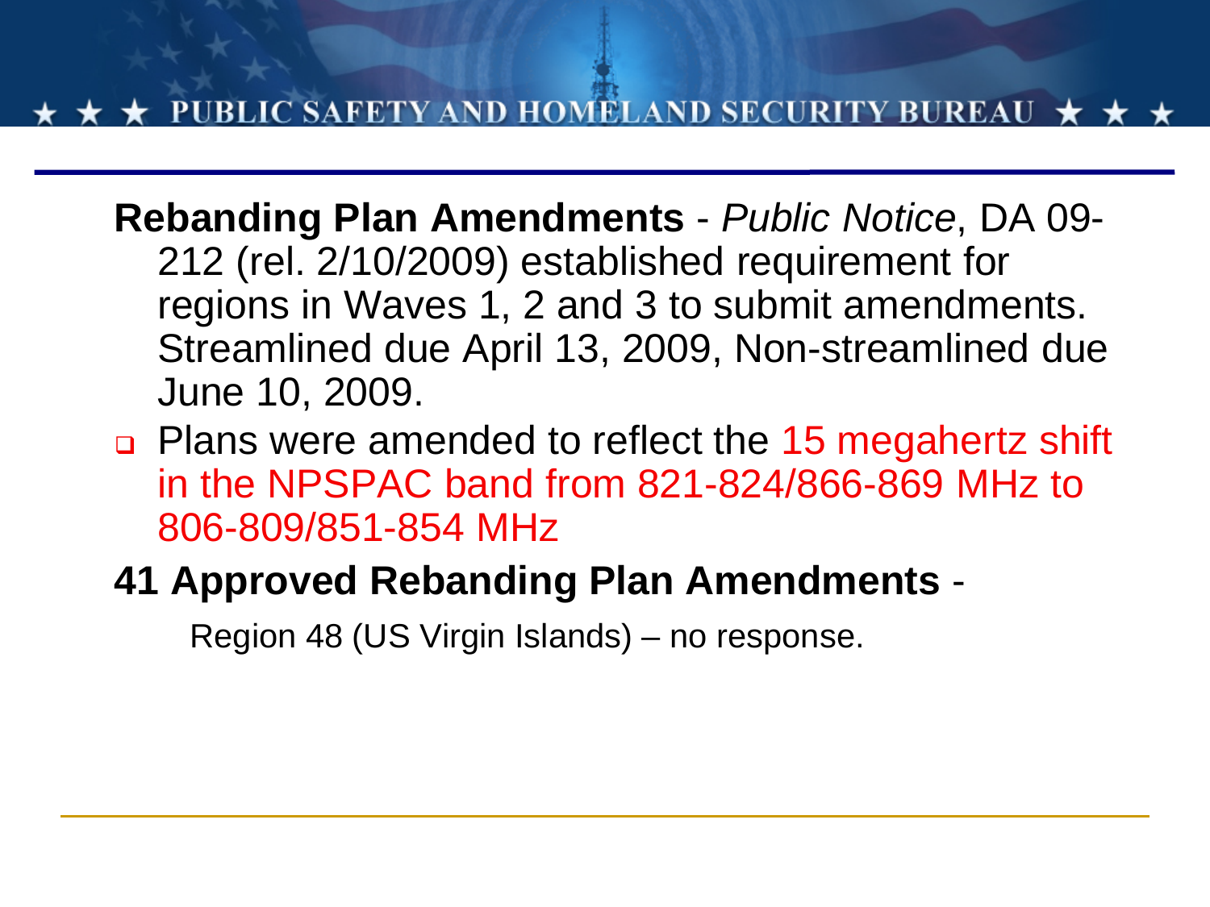**Rebanding Plan Amendments** - *Public Notice*, DA 09-212 (rel. 2/10/2009) established requirement for regions in Waves 1, 2 and 3 to submit amendments. Streamlined due April 13, 2009, Non-streamlined due June 10, 2009.

- Plans were amended to reflect the 15 megahertz shift in the NPSPAC band from 821-824/866-869 MHz to 806-809/851-854 MHz

**41 Approved Rebanding Plan Amendments** -

Region 48 (US Virgin Islands) – no response.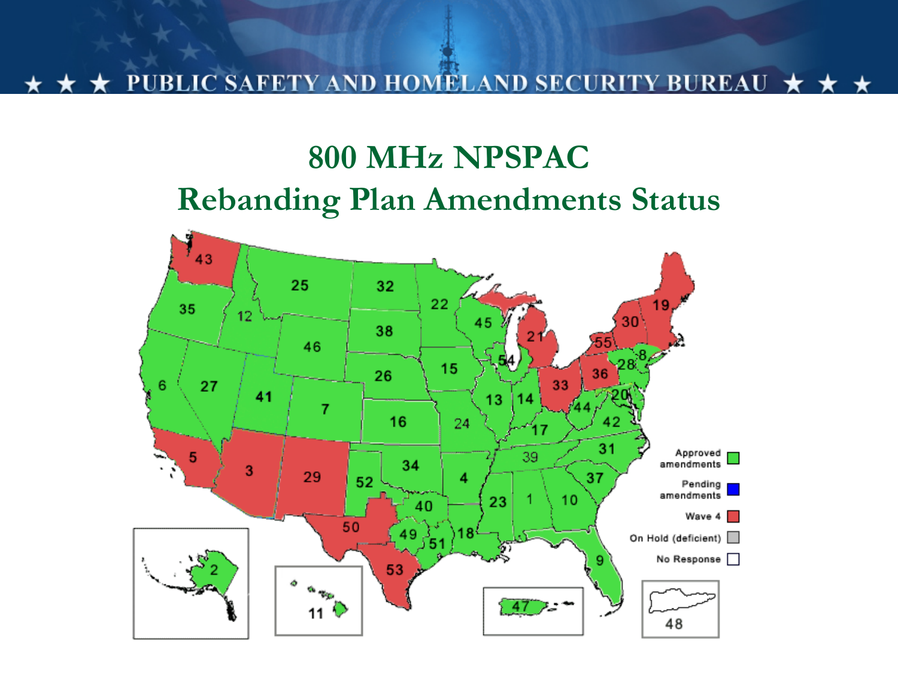# 800 MHz NPSPAC
## Rebanding Plan Amendments Status

- Approved amendments
- Pending amendments
- Wave 4
- On Hold (deficient)
- No Response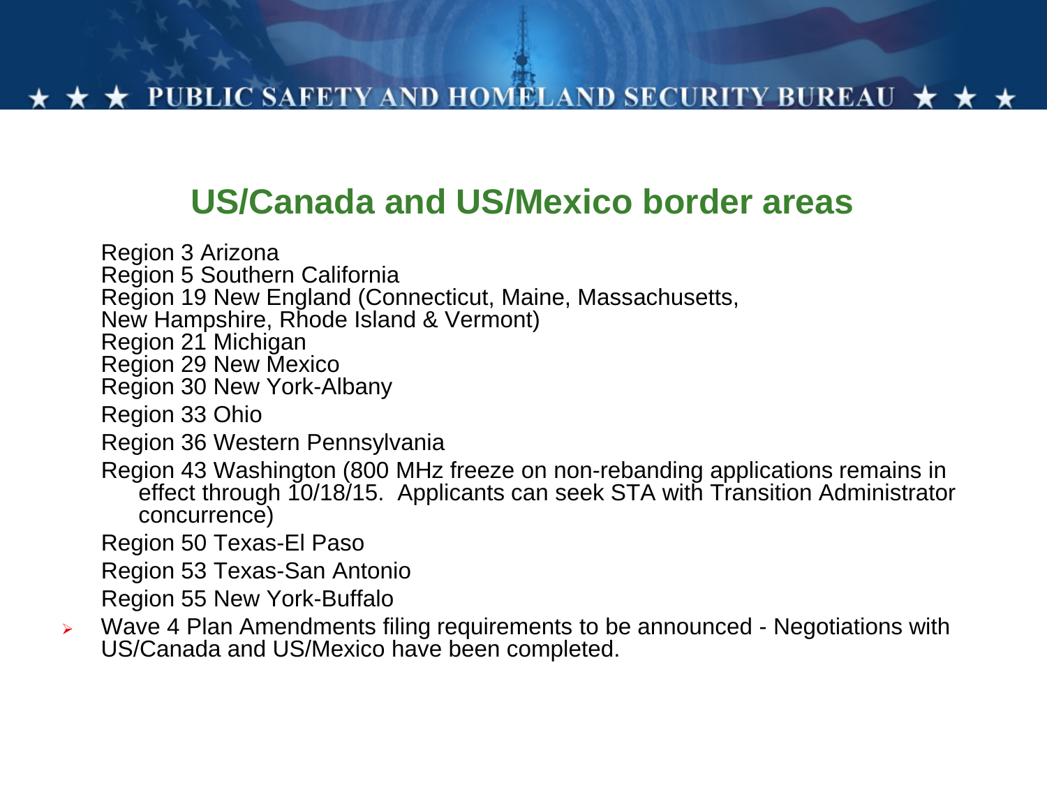## US/Canada and US/Mexico border areas

Region 3 Arizona
Region 5 Southern California
Region 19 New England (Connecticut, Maine, Massachusetts, New Hampshire, Rhode Island & Vermont)
Region 21 Michigan
Region 29 New Mexico
Region 30 New York-Albany

Region 33 Ohio

Region 36 Western Pennsylvania

Region 43 Washington (800 MHz freeze on non-rebanding applications remains in effect through 10/18/15. Applicants can seek STA with Transition Administrator concurrence)

Region 50 Texas-El Paso

Region 53 Texas-San Antonio

Region 55 New York-Buffalo

- Wave 4 Plan Amendments filing requirements to be announced - Negotiations with US/Canada and US/Mexico have been completed.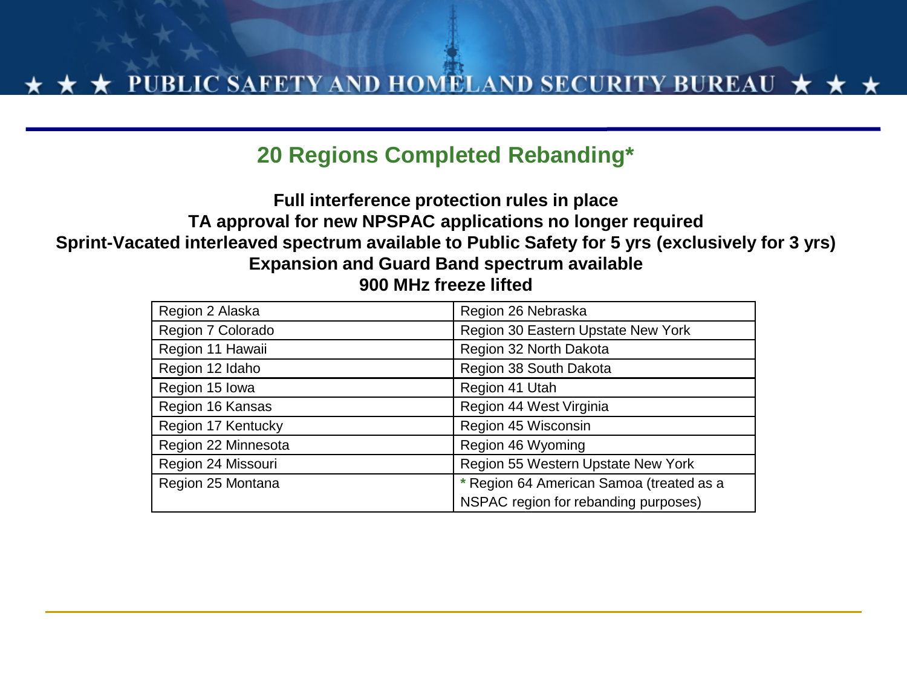## 20 Regions Completed Rebanding*

**Full interference protection rules in place**
**TA approval for new NPSPAC applications no longer required**
**Sprint-Vacated interleaved spectrum available to Public Safety for 5 yrs (exclusively for 3 yrs)**
**Expansion and Guard Band spectrum available**
**900 MHz freeze lifted**

| | |
|---|---|
| Region 2 Alaska | Region 26 Nebraska |
| Region 7 Colorado | Region 30 Eastern Upstate New York |
| Region 11 Hawaii | Region 32 North Dakota |
| Region 12 Idaho | Region 38 South Dakota |
| Region 15 Iowa | Region 41 Utah |
| Region 16 Kansas | Region 44 West Virginia |
| Region 17 Kentucky | Region 45 Wisconsin |
| Region 22 Minnesota | Region 46 Wyoming |
| Region 24 Missouri | Region 55 Western Upstate New York |
| Region 25 Montana | * Region 64 American Samoa (treated as a NSPAC region for rebanding purposes) |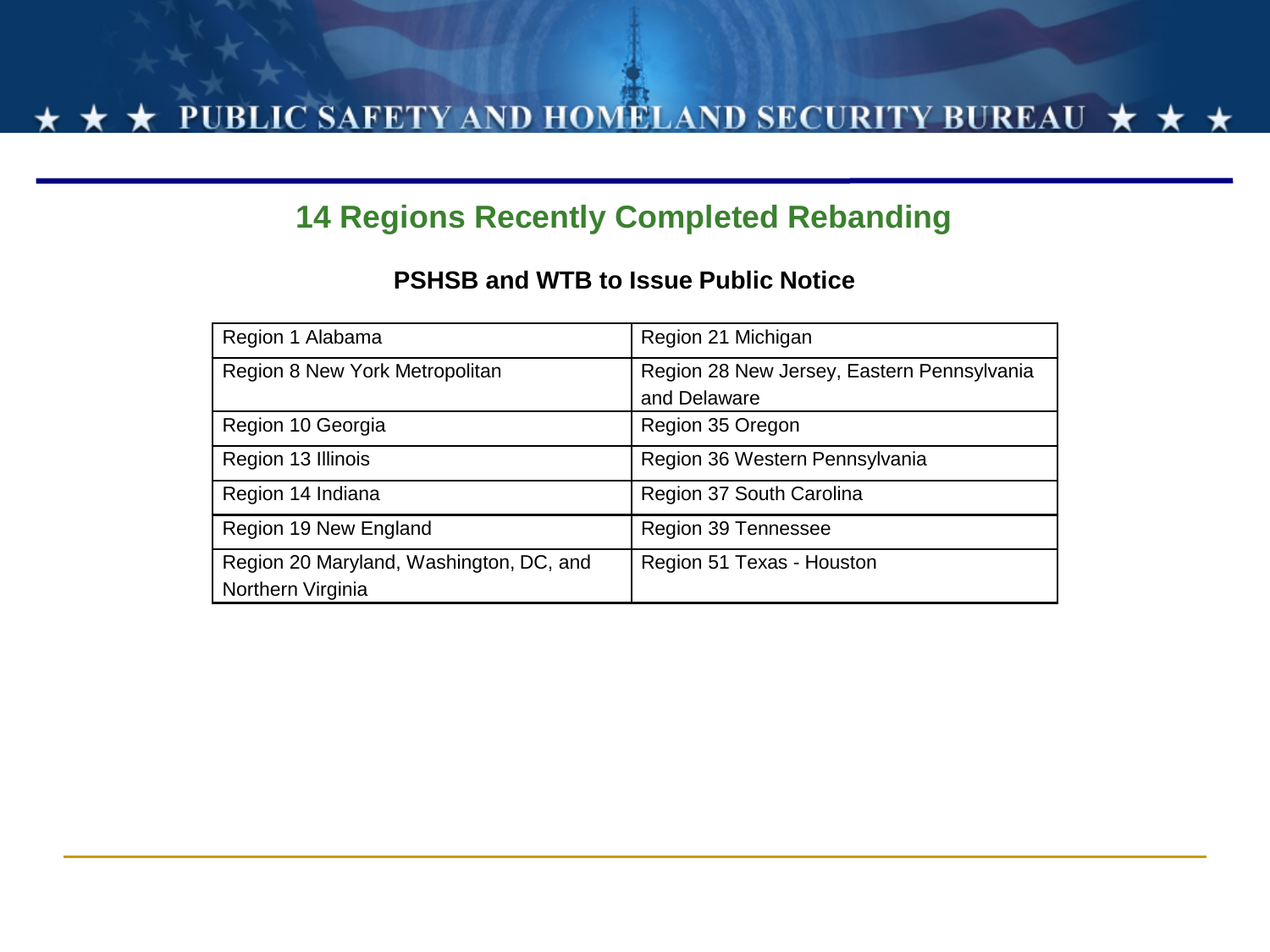## 14 Regions Recently Completed Rebanding

### PSHSB and WTB to Issue Public Notice

| | |
|---|---|
| Region 1 Alabama | Region 21 Michigan |
| Region 8 New York Metropolitan | Region 28 New Jersey, Eastern Pennsylvania and Delaware |
| Region 10 Georgia | Region 35 Oregon |
| Region 13 Illinois | Region 36 Western Pennsylvania |
| Region 14 Indiana | Region 37 South Carolina |
| Region 19 New England | Region 39 Tennessee |
| Region 20 Maryland, Washington, DC, and Northern Virginia | Region 51 Texas - Houston |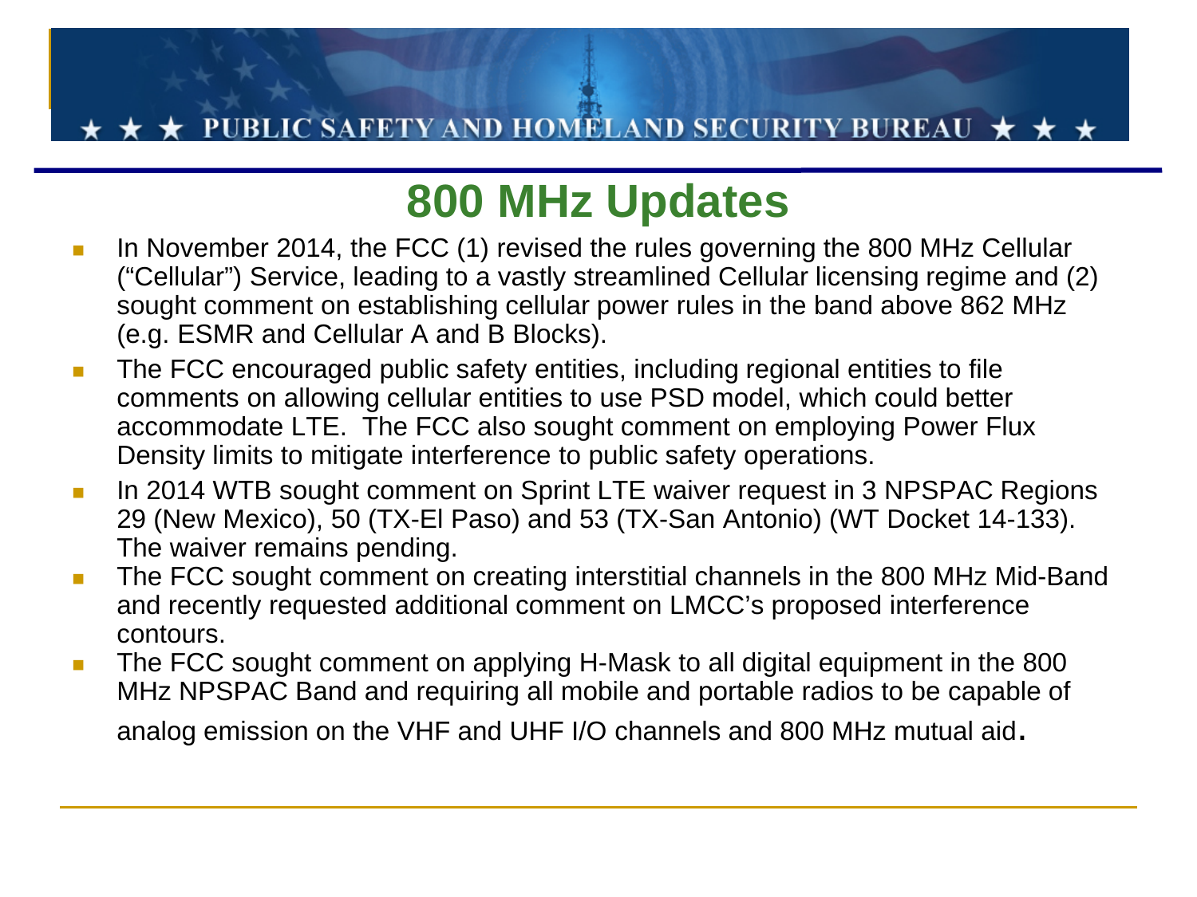# 800 MHz Updates

- In November 2014, the FCC (1) revised the rules governing the 800 MHz Cellular ("Cellular") Service, leading to a vastly streamlined Cellular licensing regime and (2) sought comment on establishing cellular power rules in the band above 862 MHz (e.g. ESMR and Cellular A and B Blocks).
- The FCC encouraged public safety entities, including regional entities to file comments on allowing cellular entities to use PSD model, which could better accommodate LTE. The FCC also sought comment on employing Power Flux Density limits to mitigate interference to public safety operations.
- In 2014 WTB sought comment on Sprint LTE waiver request in 3 NPSPAC Regions 29 (New Mexico), 50 (TX-El Paso) and 53 (TX-San Antonio) (WT Docket 14-133). The waiver remains pending.
- The FCC sought comment on creating interstitial channels in the 800 MHz Mid-Band and recently requested additional comment on LMCC's proposed interference contours.
- The FCC sought comment on applying H-Mask to all digital equipment in the 800 MHz NPSPAC Band and requiring all mobile and portable radios to be capable of analog emission on the VHF and UHF I/O channels and 800 MHz mutual aid.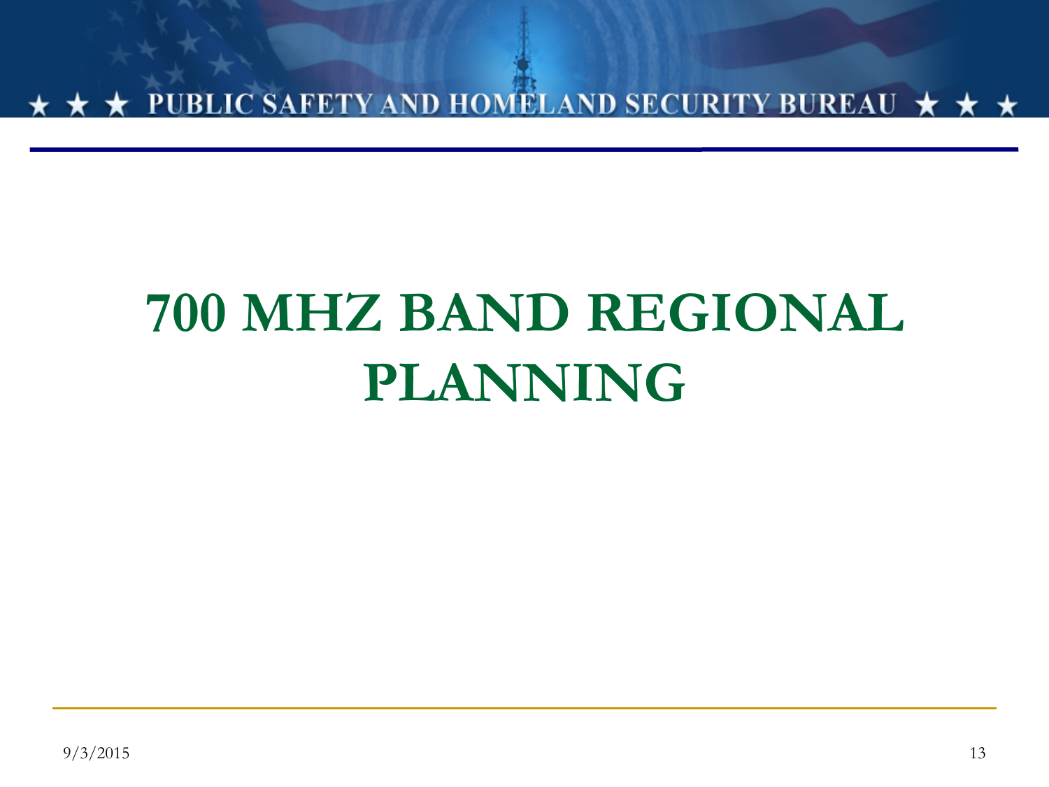# 700 MHZ BAND REGIONAL PLANNING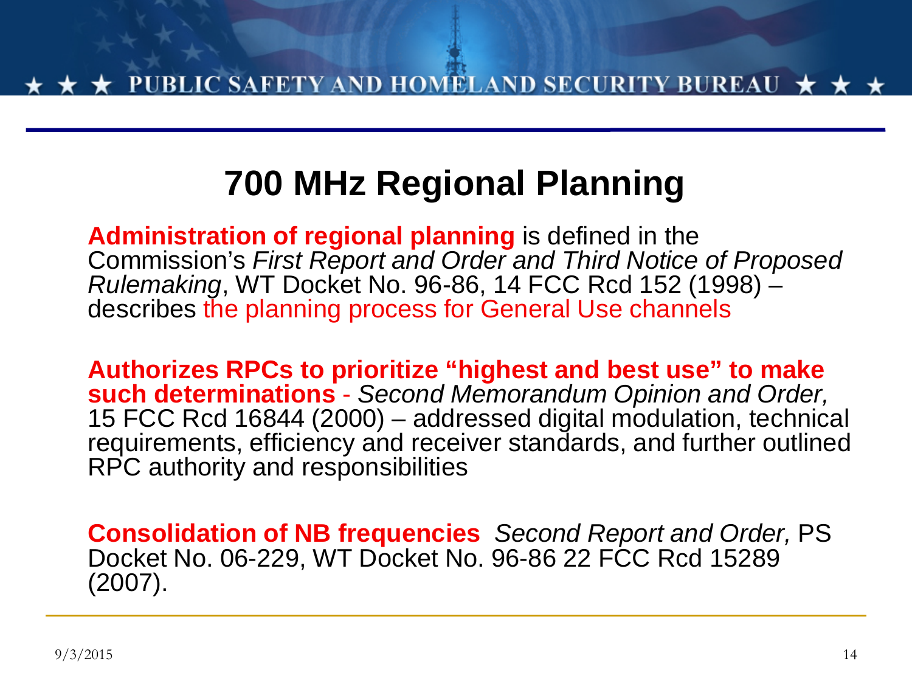# 700 MHz Regional Planning

**Administration of regional planning** is defined in the Commission's *First Report and Order and Third Notice of Proposed Rulemaking*, WT Docket No. 96-86, 14 FCC Rcd 152 (1998) – describes the planning process for General Use channels

**Authorizes RPCs to prioritize "highest and best use" to make such determinations** - *Second Memorandum Opinion and Order,* 15 FCC Rcd 16844 (2000) – addressed digital modulation, technical requirements, efficiency and receiver standards, and further outlined RPC authority and responsibilities

**Consolidation of NB frequencies** *Second Report and Order,* PS Docket No. 06-229, WT Docket No. 96-86 22 FCC Rcd 15289 (2007).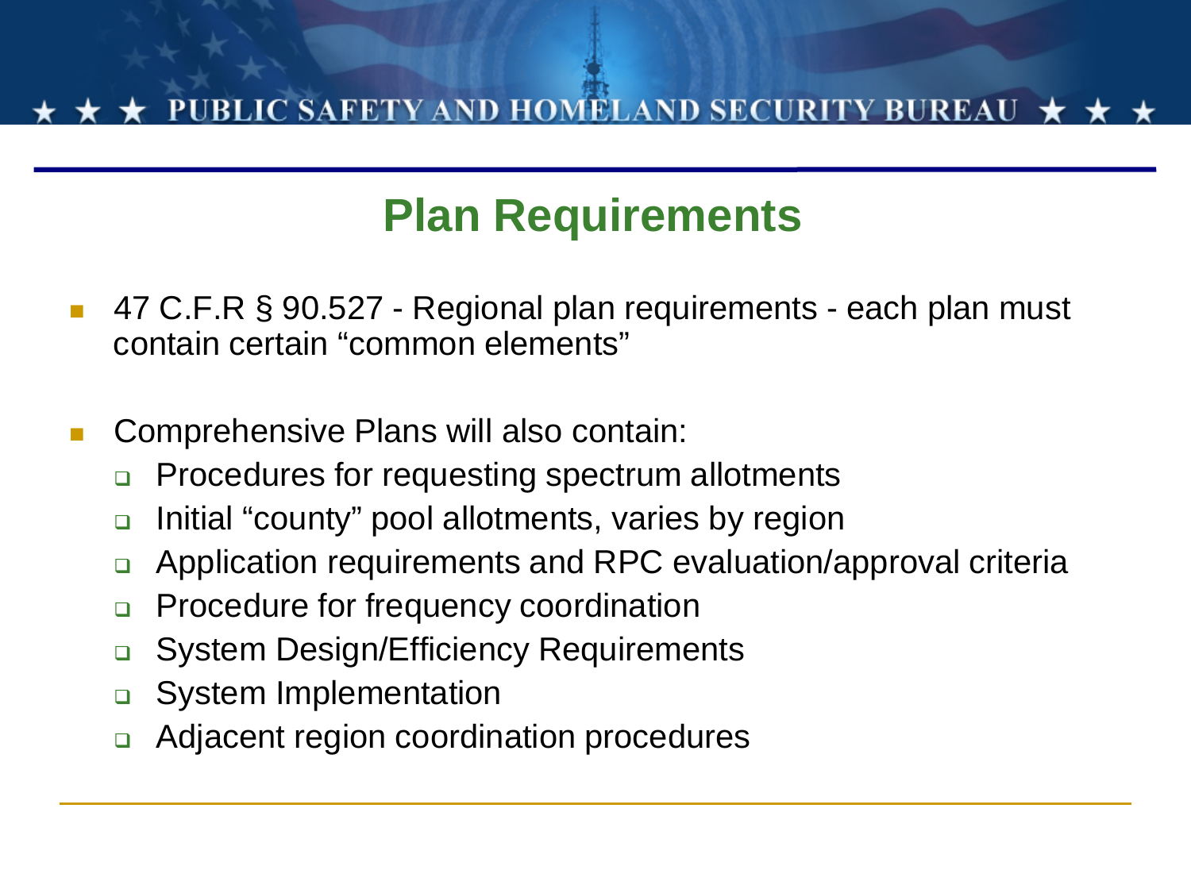## Plan Requirements

- 47 C.F.R § 90.527 - Regional plan requirements - each plan must contain certain "common elements"

- Comprehensive Plans will also contain:
  - Procedures for requesting spectrum allotments
  - Initial "county" pool allotments, varies by region
  - Application requirements and RPC evaluation/approval criteria
  - Procedure for frequency coordination
  - System Design/Efficiency Requirements
  - System Implementation
  - Adjacent region coordination procedures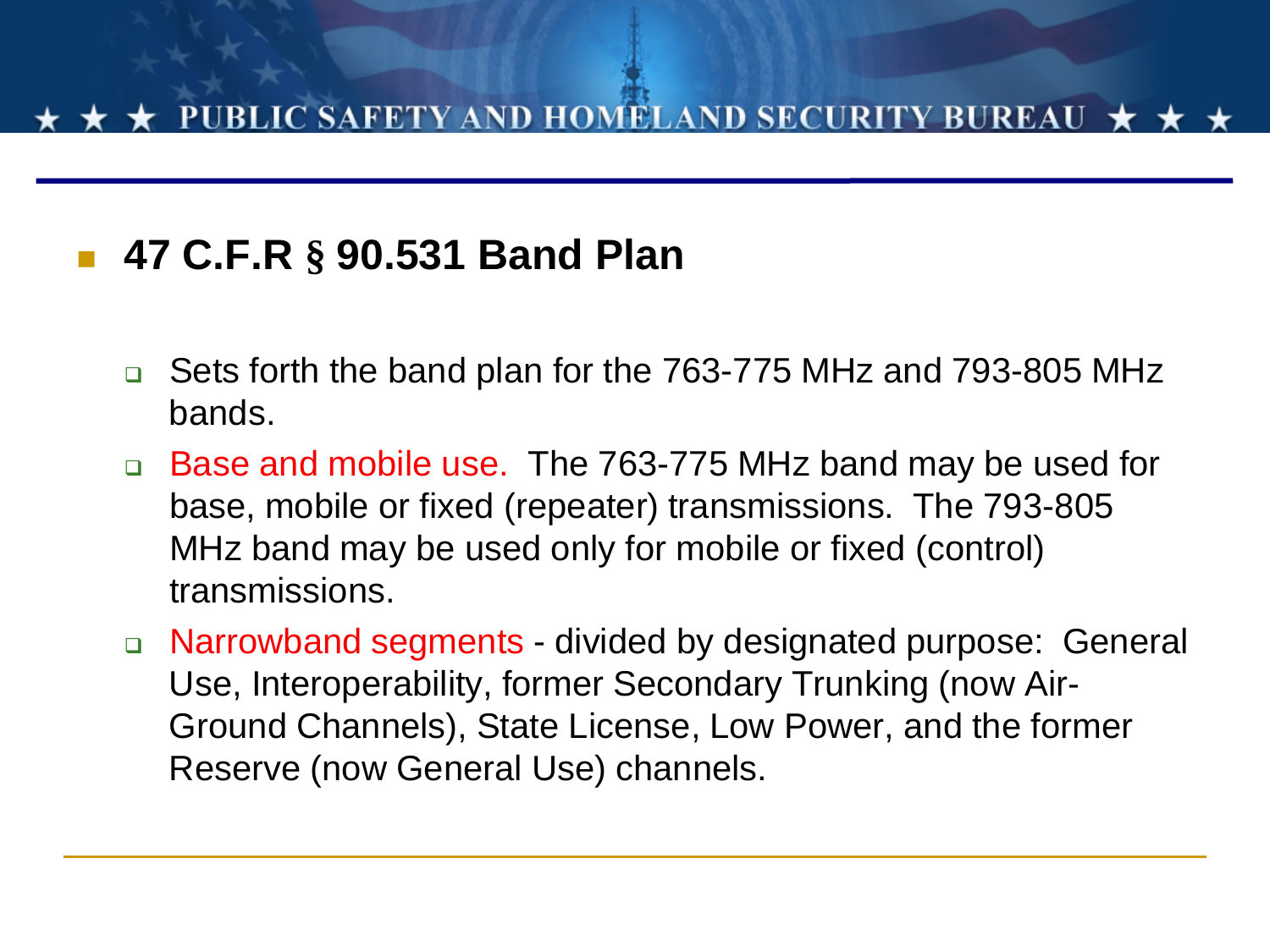## 47 C.F.R § 90.531 Band Plan

- Sets forth the band plan for the 763-775 MHz and 793-805 MHz bands.
- Base and mobile use. The 763-775 MHz band may be used for base, mobile or fixed (repeater) transmissions. The 793-805 MHz band may be used only for mobile or fixed (control) transmissions.
- Narrowband segments - divided by designated purpose: General Use, Interoperability, former Secondary Trunking (now Air-Ground Channels), State License, Low Power, and the former Reserve (now General Use) channels.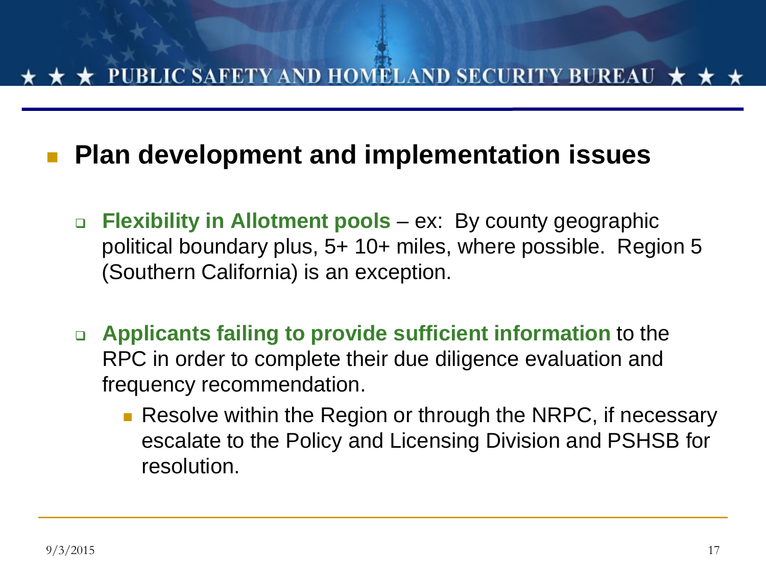- **Plan development and implementation issues**

  - **Flexibility in Allotment pools** – ex:  By county geographic political boundary plus, 5+ 10+ miles, where possible.  Region 5 (Southern California) is an exception.

  - **Applicants failing to provide sufficient information** to the RPC in order to complete their due diligence evaluation and frequency recommendation.
    - Resolve within the Region or through the NRPC, if necessary escalate to the Policy and Licensing Division and PSHSB for resolution.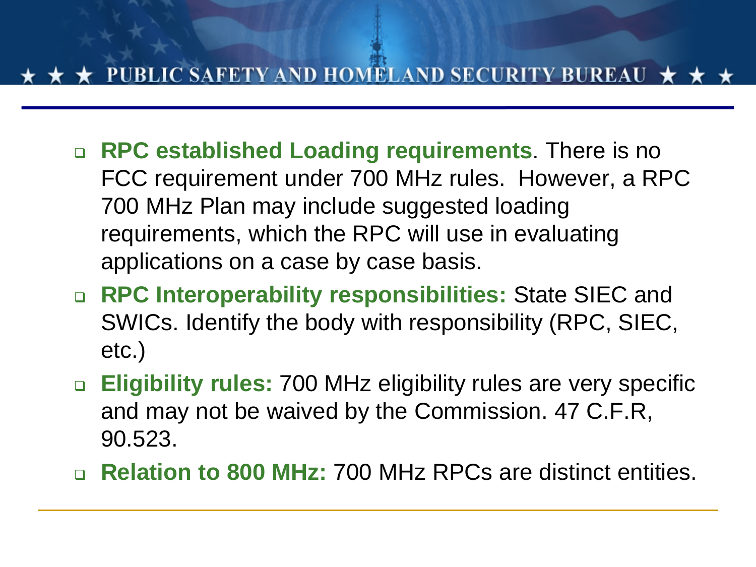- **RPC established Loading requirements**. There is no FCC requirement under 700 MHz rules. However, a RPC 700 MHz Plan may include suggested loading requirements, which the RPC will use in evaluating applications on a case by case basis.
- **RPC Interoperability responsibilities:** State SIEC and SWICs. Identify the body with responsibility (RPC, SIEC, etc.)
- **Eligibility rules:** 700 MHz eligibility rules are very specific and may not be waived by the Commission. 47 C.F.R, 90.523.
- **Relation to 800 MHz:** 700 MHz RPCs are distinct entities.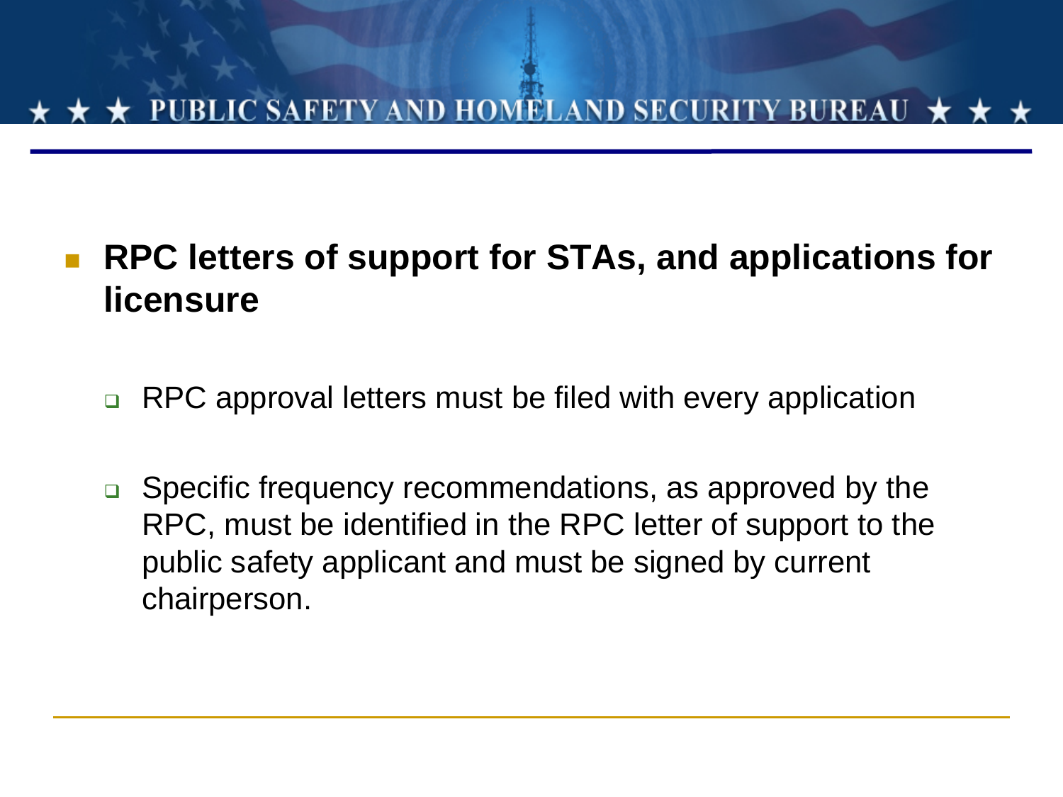- **RPC letters of support for STAs, and applications for licensure**

  - RPC approval letters must be filed with every application

  - Specific frequency recommendations, as approved by the RPC, must be identified in the RPC letter of support to the public safety applicant and must be signed by current chairperson.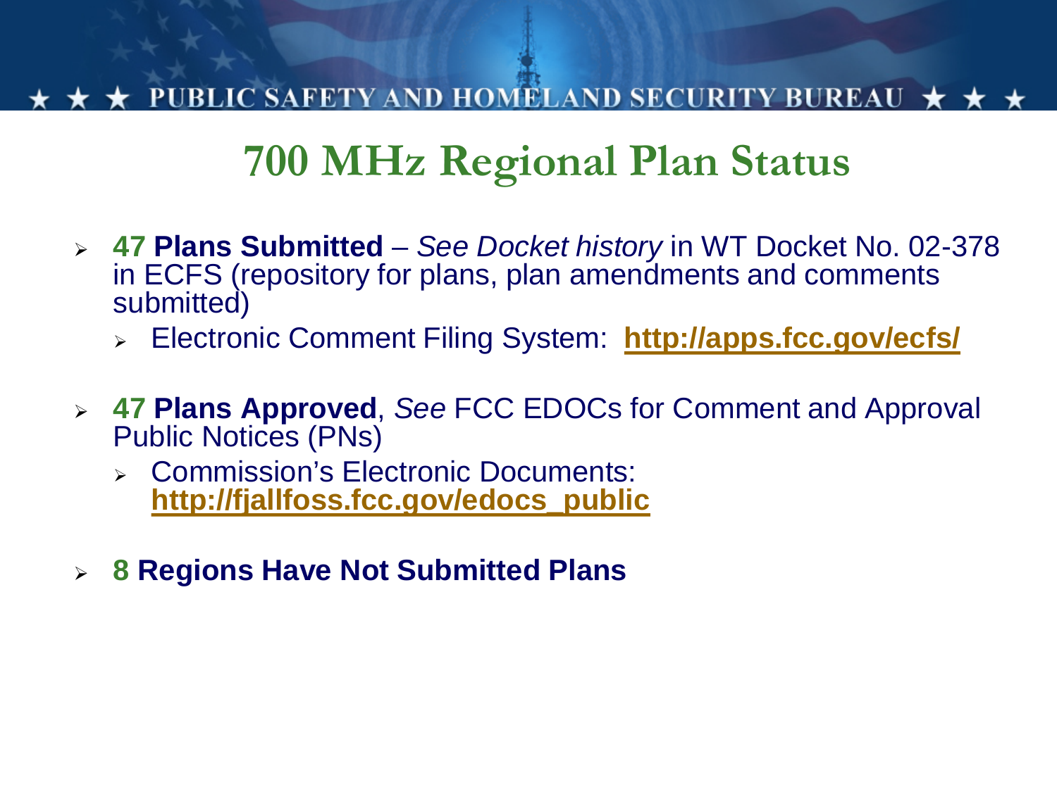# 700 MHz Regional Plan Status

- **47 Plans Submitted** – *See Docket history* in WT Docket No. 02-378 in ECFS (repository for plans, plan amendments and comments submitted)
  - Electronic Comment Filing System: **http://apps.fcc.gov/ecfs/**
- **47 Plans Approved**, *See* FCC EDOCs for Comment and Approval Public Notices (PNs)
  - Commission's Electronic Documents: **http://fjallfoss.fcc.gov/edocs_public**
- **8 Regions Have Not Submitted Plans**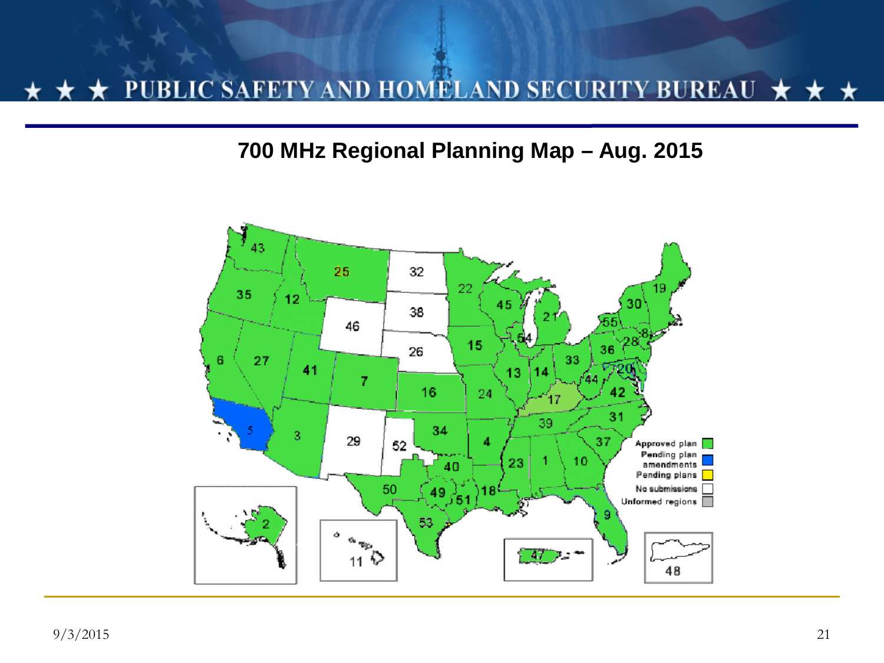# 700 MHz Regional Planning Map – Aug. 2015

Approved plan
Pending plan amendments
Pending plans
No submissions
Unformed regions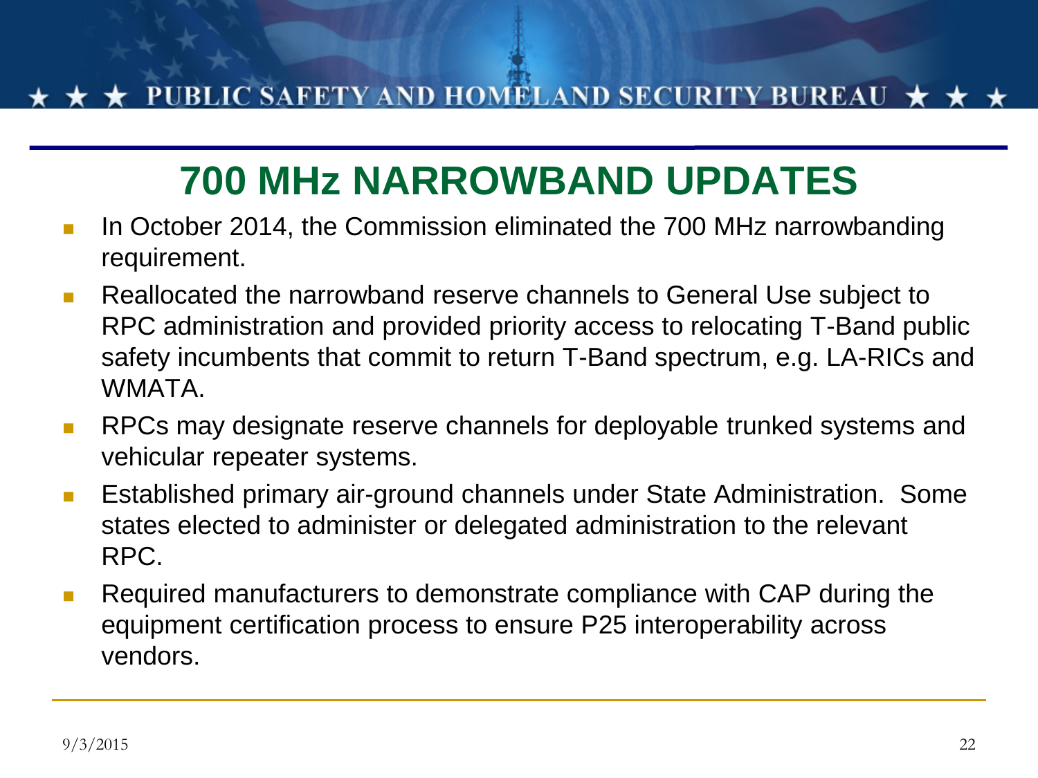# 700 MHz NARROWBAND UPDATES

- In October 2014, the Commission eliminated the 700 MHz narrowbanding requirement.
- Reallocated the narrowband reserve channels to General Use subject to RPC administration and provided priority access to relocating T-Band public safety incumbents that commit to return T-Band spectrum, e.g. LA-RICs and WMATA.
- RPCs may designate reserve channels for deployable trunked systems and vehicular repeater systems.
- Established primary air-ground channels under State Administration. Some states elected to administer or delegated administration to the relevant RPC.
- Required manufacturers to demonstrate compliance with CAP during the equipment certification process to ensure P25 interoperability across vendors.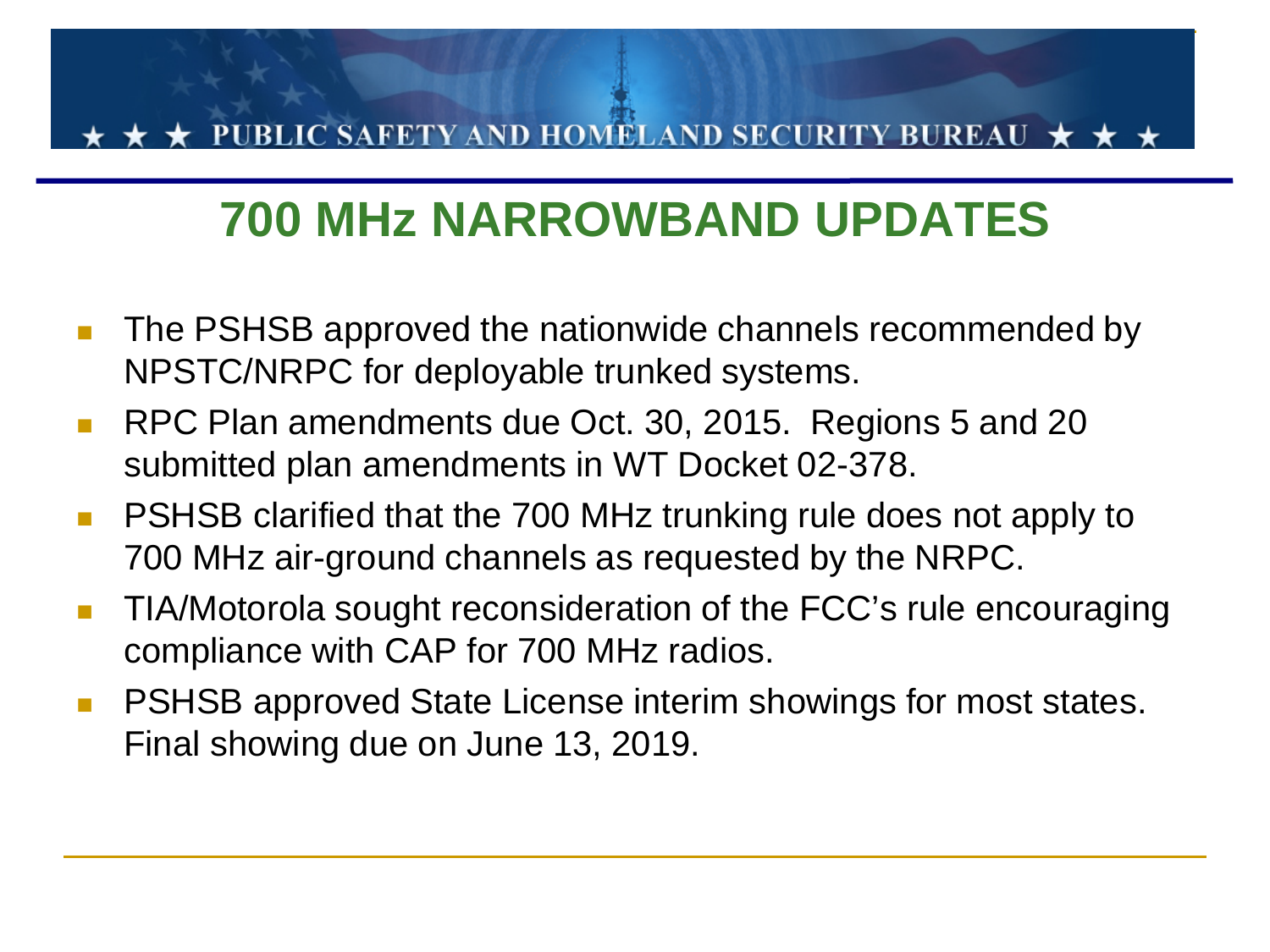## 700 MHz NARROWBAND UPDATES

- The PSHSB approved the nationwide channels recommended by NPSTC/NRPC for deployable trunked systems.
- RPC Plan amendments due Oct. 30, 2015. Regions 5 and 20 submitted plan amendments in WT Docket 02-378.
- PSHSB clarified that the 700 MHz trunking rule does not apply to 700 MHz air-ground channels as requested by the NRPC.
- TIA/Motorola sought reconsideration of the FCC's rule encouraging compliance with CAP for 700 MHz radios.
- PSHSB approved State License interim showings for most states. Final showing due on June 13, 2019.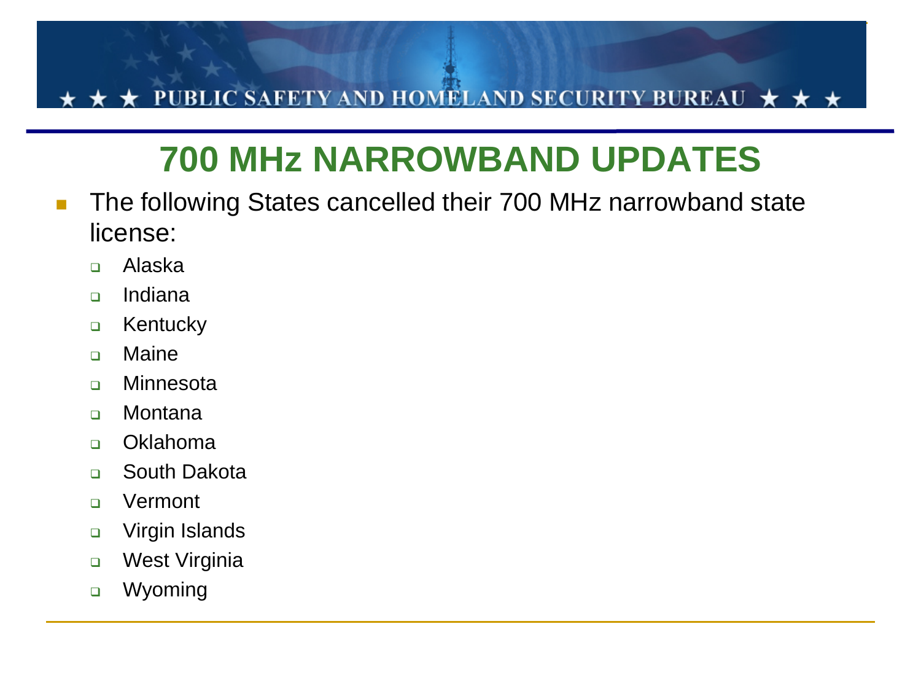# 700 MHz NARROWBAND UPDATES

- The following States cancelled their 700 MHz narrowband state license:
  - Alaska
  - Indiana
  - Kentucky
  - Maine
  - Minnesota
  - Montana
  - Oklahoma
  - South Dakota
  - Vermont
  - Virgin Islands
  - West Virginia
  - Wyoming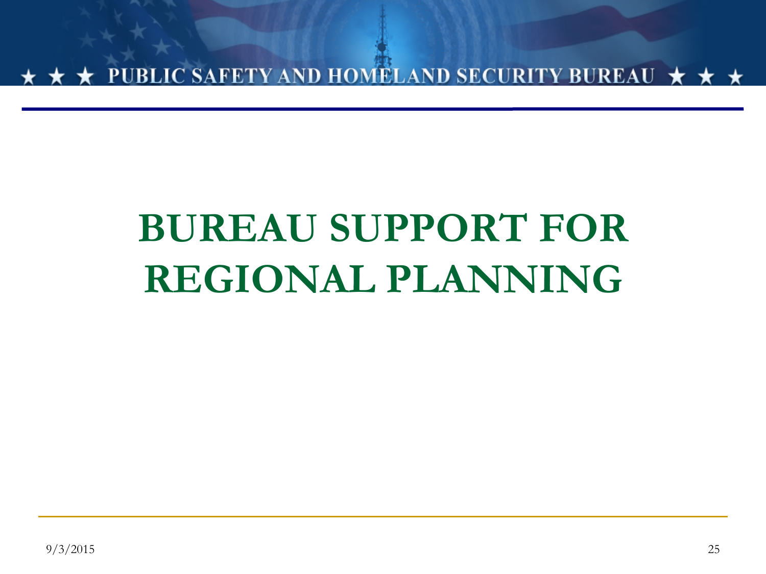# BUREAU SUPPORT FOR REGIONAL PLANNING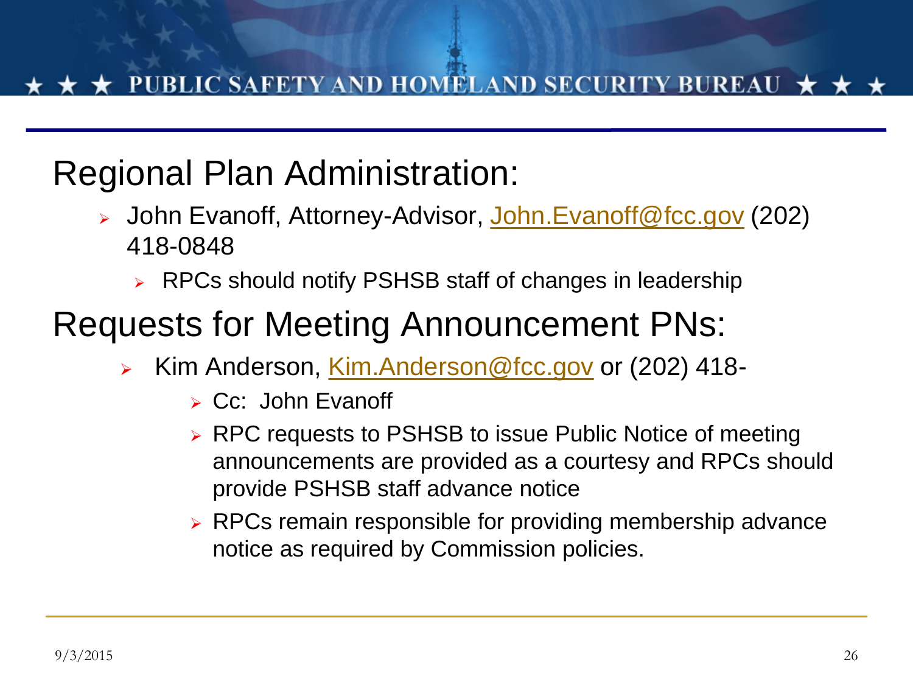## Regional Plan Administration:

- John Evanoff, Attorney-Advisor, John.Evanoff@fcc.gov (202) 418-0848
  - RPCs should notify PSHSB staff of changes in leadership

## Requests for Meeting Announcement PNs:

- Kim Anderson, Kim.Anderson@fcc.gov or (202) 418-
  - Cc: John Evanoff
  - RPC requests to PSHSB to issue Public Notice of meeting announcements are provided as a courtesy and RPCs should provide PSHSB staff advance notice
  - RPCs remain responsible for providing membership advance notice as required by Commission policies.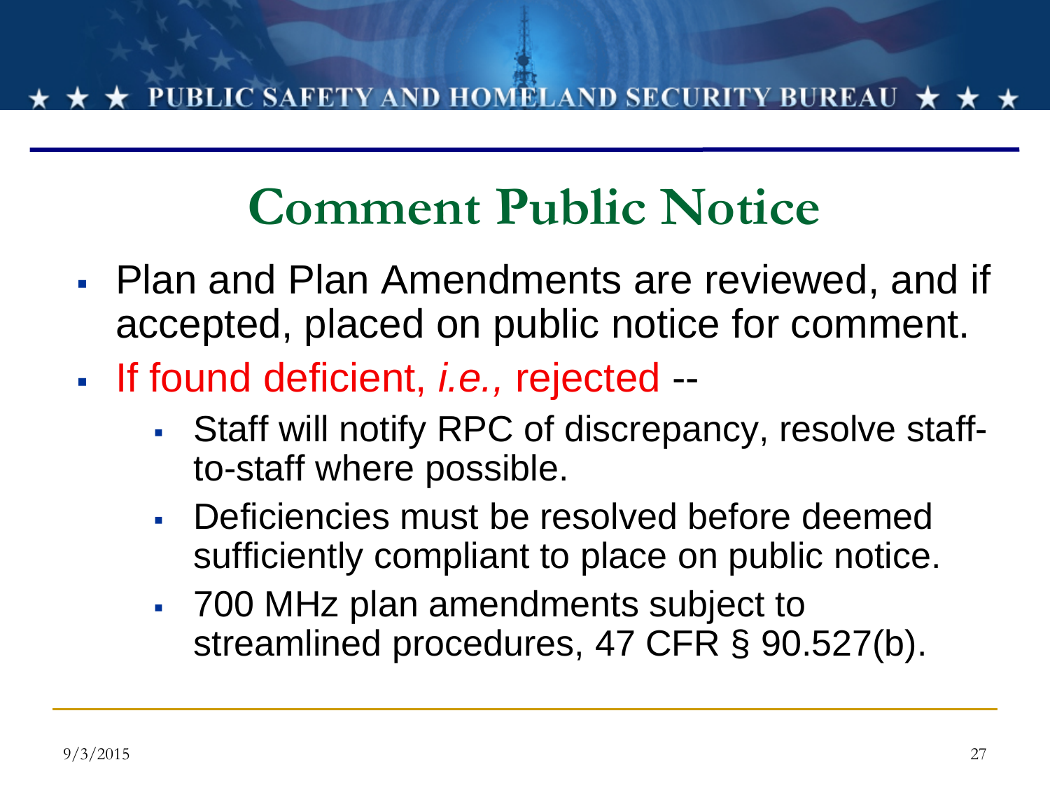# Comment Public Notice

- Plan and Plan Amendments are reviewed, and if accepted, placed on public notice for comment.
- If found deficient, *i.e.,* rejected --
  - Staff will notify RPC of discrepancy, resolve staff-to-staff where possible.
  - Deficiencies must be resolved before deemed sufficiently compliant to place on public notice.
  - 700 MHz plan amendments subject to streamlined procedures, 47 CFR § 90.527(b).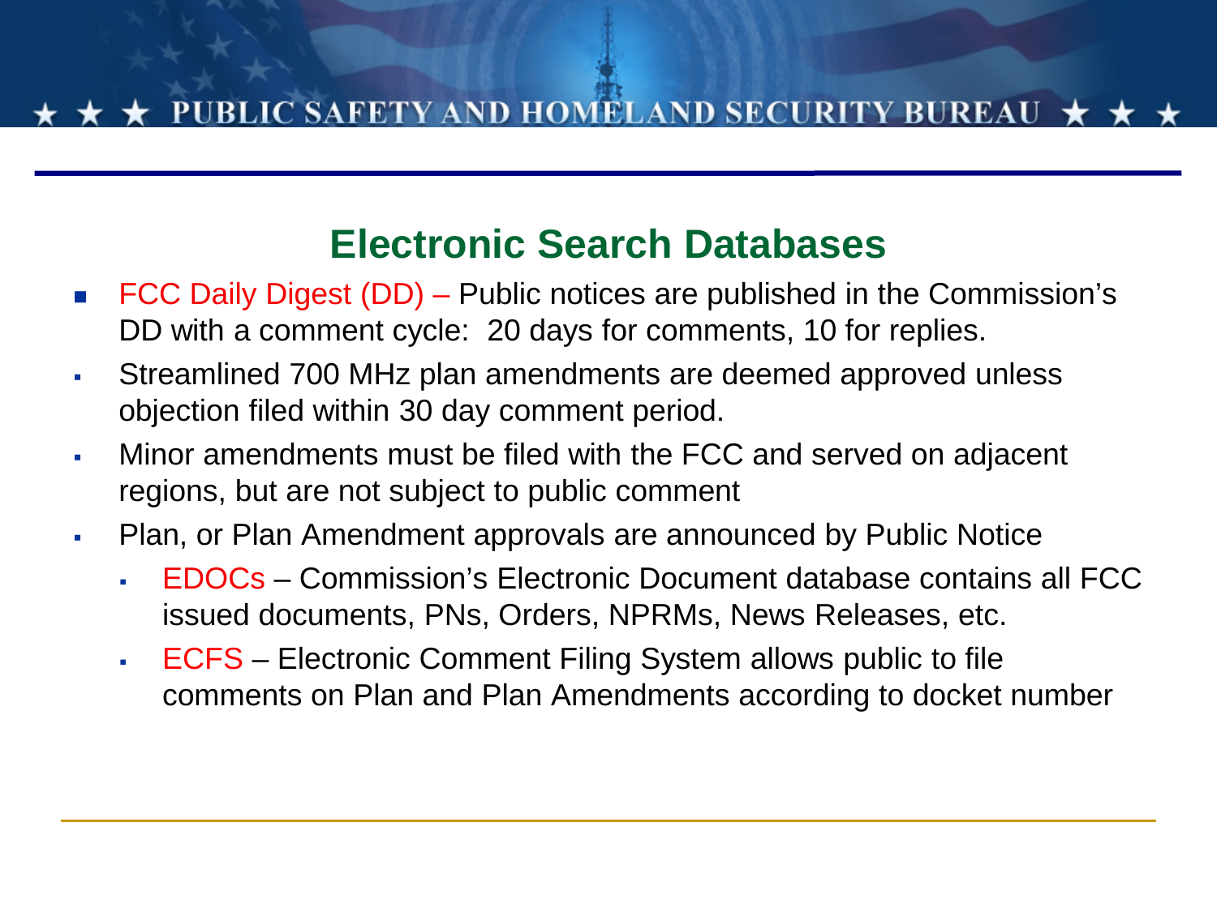## Electronic Search Databases

- FCC Daily Digest (DD) – Public notices are published in the Commission's DD with a comment cycle: 20 days for comments, 10 for replies.
- Streamlined 700 MHz plan amendments are deemed approved unless objection filed within 30 day comment period.
- Minor amendments must be filed with the FCC and served on adjacent regions, but are not subject to public comment
- Plan, or Plan Amendment approvals are announced by Public Notice
  - EDOCs – Commission's Electronic Document database contains all FCC issued documents, PNs, Orders, NPRMs, News Releases, etc.
  - ECFS – Electronic Comment Filing System allows public to file comments on Plan and Plan Amendments according to docket number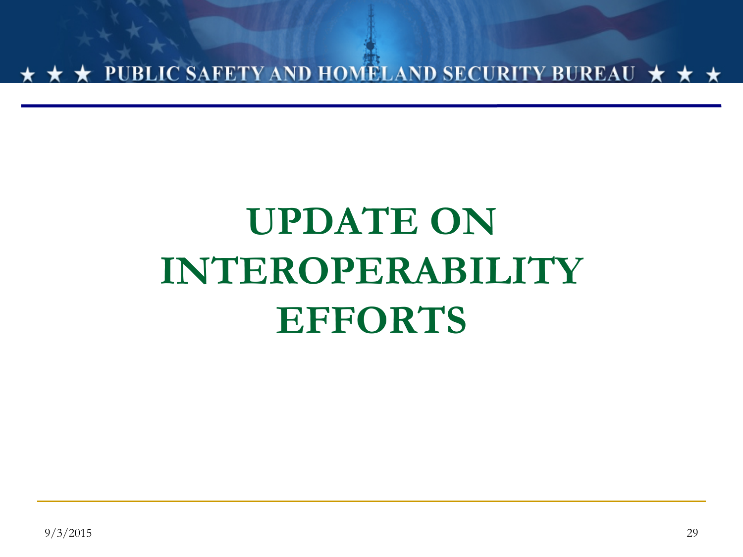# UPDATE ON INTEROPERABILITY EFFORTS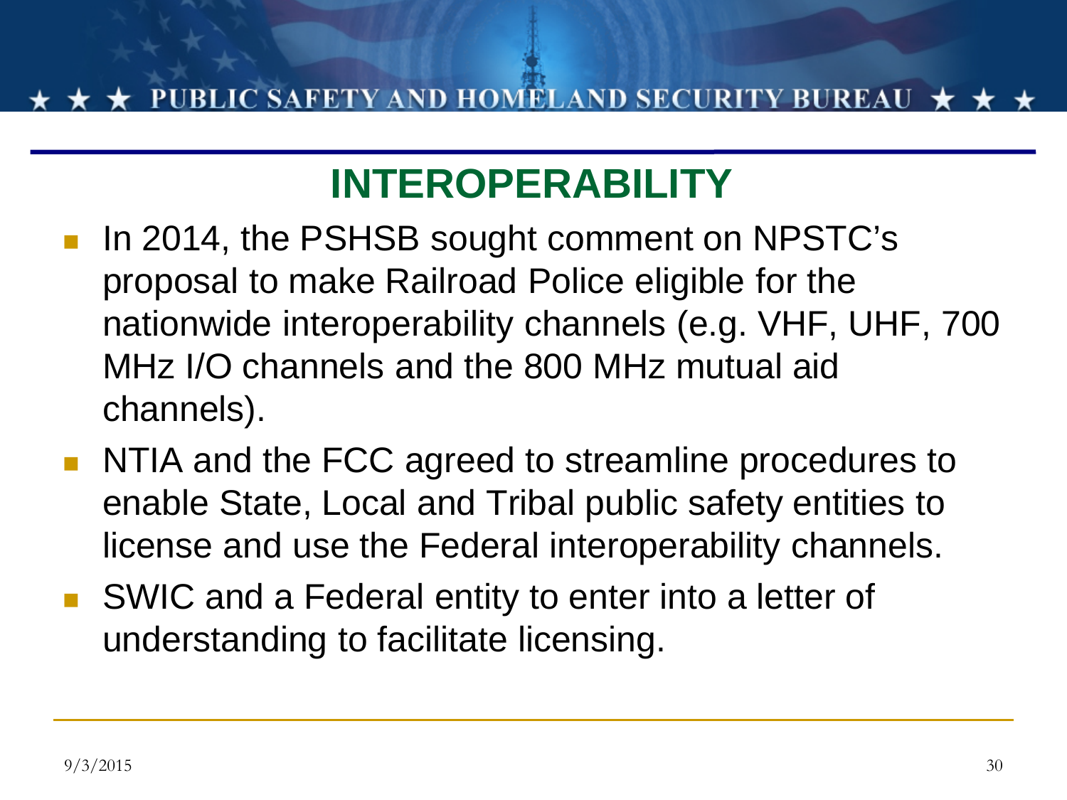# INTEROPERABILITY

- In 2014, the PSHSB sought comment on NPSTC's proposal to make Railroad Police eligible for the nationwide interoperability channels (e.g. VHF, UHF, 700 MHz I/O channels and the 800 MHz mutual aid channels).
- NTIA and the FCC agreed to streamline procedures to enable State, Local and Tribal public safety entities to license and use the Federal interoperability channels.
- SWIC and a Federal entity to enter into a letter of understanding to facilitate licensing.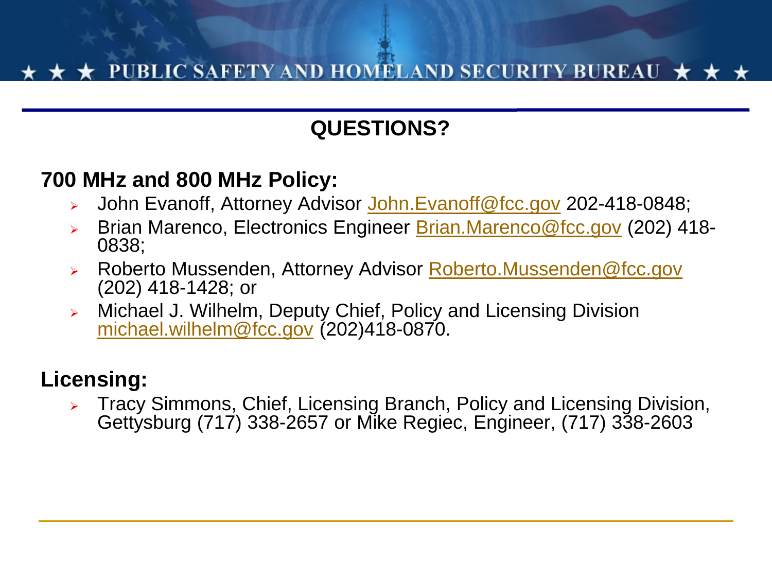# QUESTIONS?

## 700 MHz and 800 MHz Policy:

- John Evanoff, Attorney Advisor John.Evanoff@fcc.gov 202-418-0848;
- Brian Marenco, Electronics Engineer Brian.Marenco@fcc.gov (202) 418-0838;
- Roberto Mussenden, Attorney Advisor Roberto.Mussenden@fcc.gov (202) 418-1428; or
- Michael J. Wilhelm, Deputy Chief, Policy and Licensing Division michael.wilhelm@fcc.gov (202)418-0870.

## Licensing:

- Tracy Simmons, Chief, Licensing Branch, Policy and Licensing Division, Gettysburg (717) 338-2657 or Mike Regiec, Engineer, (717) 338-2603